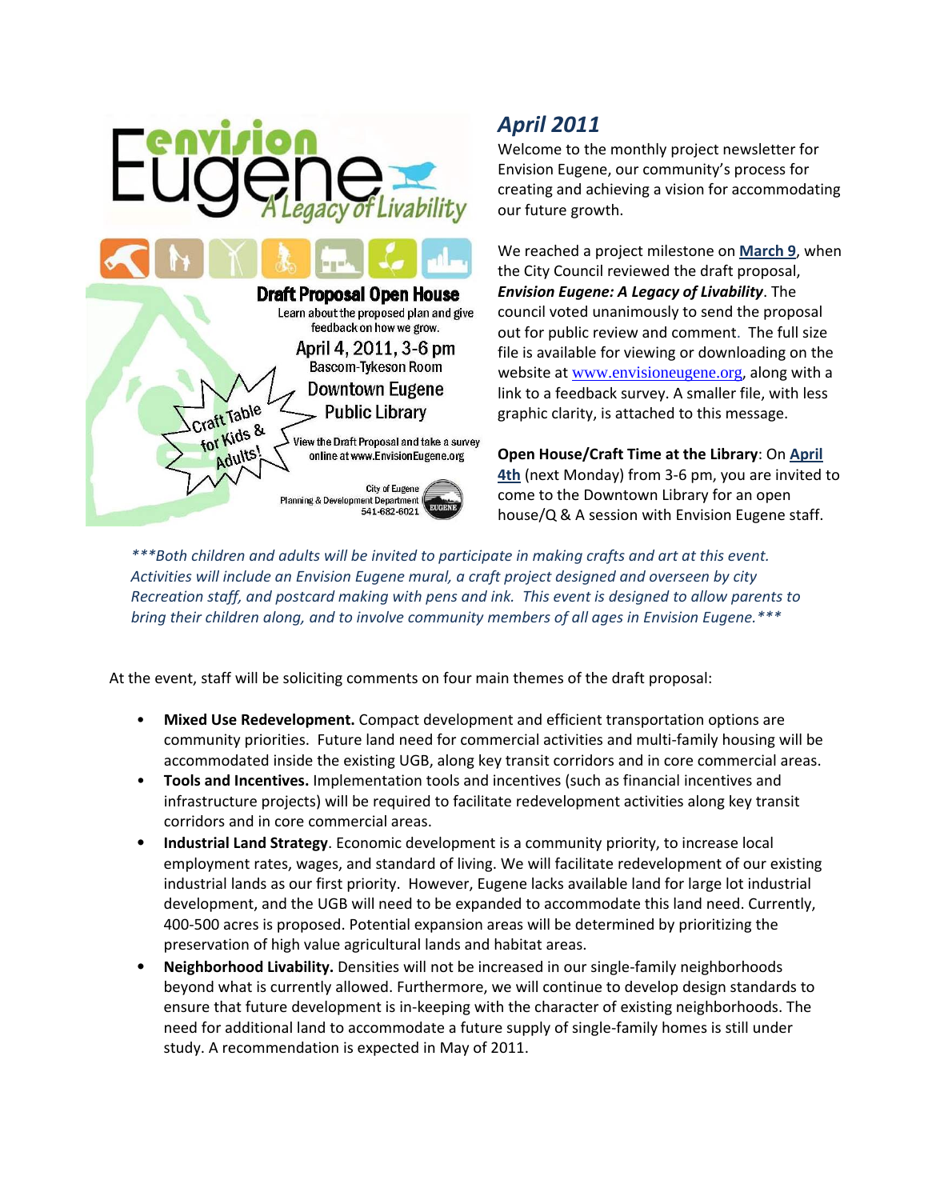Envision Eugene: A Legacy of Livability

**Draft Proposal Open House**

Learn about the proposed plan and give feedback on how we grow.

April 4, 2011, 3-6 pm

Bascom-Tykeson Room

Downtown Eugene Public Library

Craft Table for Kids & Adults!

View the Draft Proposal and take a survey online at www.EnvisionEugene.org

City of Eugene
Planning & Development Department
541-682-6021

## *April 2011*

Welcome to the monthly project newsletter for Envision Eugene, our community's process for creating and achieving a vision for accommodating our future growth.

We reached a project milestone on **March 9**, when the City Council reviewed the draft proposal, ***Envision Eugene: A Legacy of Livability***. The council voted unanimously to send the proposal out for public review and comment. The full size file is available for viewing or downloading on the website at www.envisioneugene.org, along with a link to a feedback survey. A smaller file, with less graphic clarity, is attached to this message.

**Open House/Craft Time at the Library**: On **April 4th** (next Monday) from 3-6 pm, you are invited to come to the Downtown Library for an open house/Q & A session with Envision Eugene staff.

*\*\*\*Both children and adults will be invited to participate in making crafts and art at this event. Activities will include an Envision Eugene mural, a craft project designed and overseen by city Recreation staff, and postcard making with pens and ink. This event is designed to allow parents to bring their children along, and to involve community members of all ages in Envision Eugene.\*\*\**

At the event, staff will be soliciting comments on four main themes of the draft proposal:

- **Mixed Use Redevelopment.** Compact development and efficient transportation options are community priorities. Future land need for commercial activities and multi-family housing will be accommodated inside the existing UGB, along key transit corridors and in core commercial areas.
- **Tools and Incentives.** Implementation tools and incentives (such as financial incentives and infrastructure projects) will be required to facilitate redevelopment activities along key transit corridors and in core commercial areas.
- **Industrial Land Strategy**. Economic development is a community priority, to increase local employment rates, wages, and standard of living. We will facilitate redevelopment of our existing industrial lands as our first priority. However, Eugene lacks available land for large lot industrial development, and the UGB will need to be expanded to accommodate this land need. Currently, 400-500 acres is proposed. Potential expansion areas will be determined by prioritizing the preservation of high value agricultural lands and habitat areas.
- **Neighborhood Livability.** Densities will not be increased in our single-family neighborhoods beyond what is currently allowed. Furthermore, we will continue to develop design standards to ensure that future development is in-keeping with the character of existing neighborhoods. The need for additional land to accommodate a future supply of single-family homes is still under study. A recommendation is expected in May of 2011.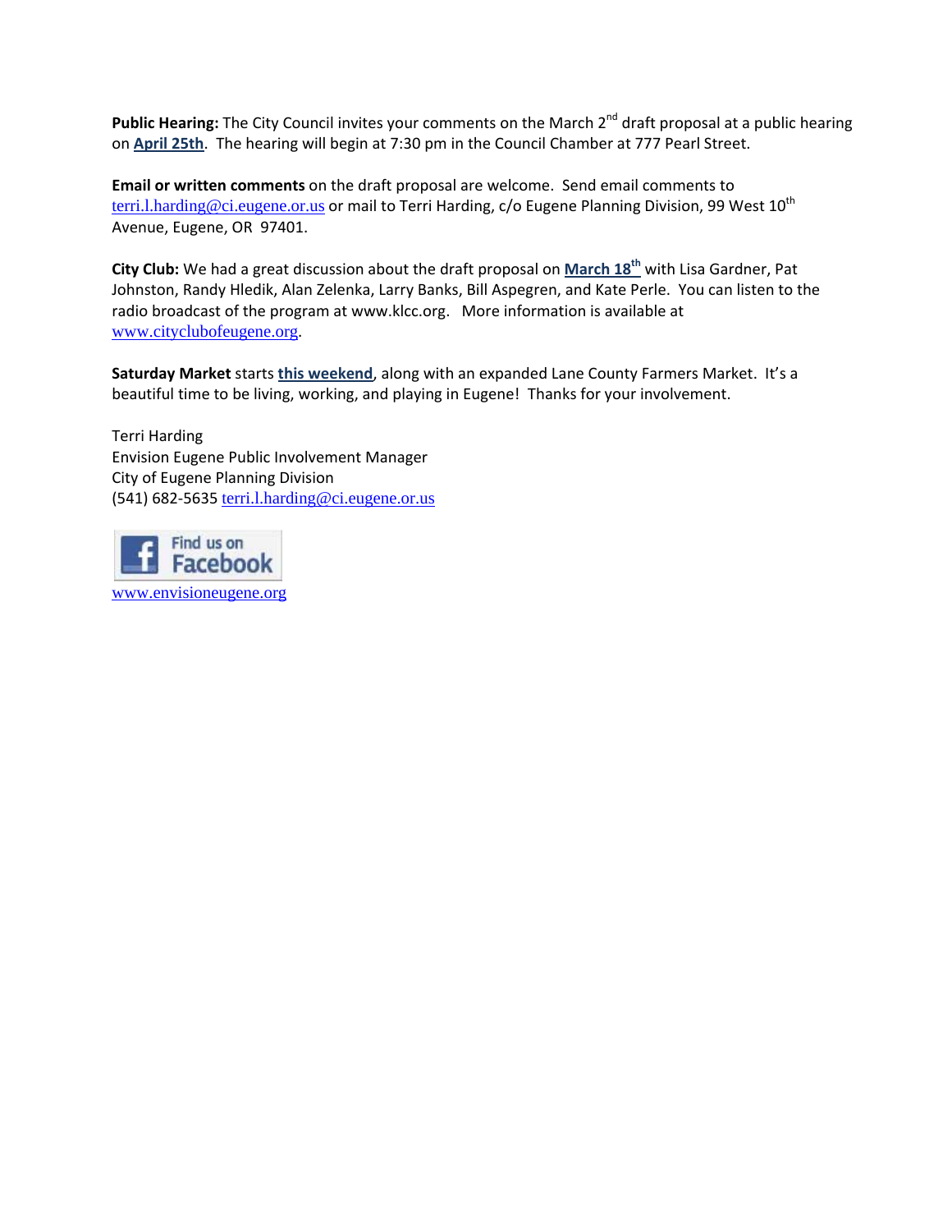**Public Hearing:** The City Council invites your comments on the March 2nd draft proposal at a public hearing on **April 25th**. The hearing will begin at 7:30 pm in the Council Chamber at 777 Pearl Street.

**Email or written comments** on the draft proposal are welcome. Send email comments to terri.l.harding@ci.eugene.or.us or mail to Terri Harding, c/o Eugene Planning Division, 99 West 10th Avenue, Eugene, OR 97401.

**City Club:** We had a great discussion about the draft proposal on **March 18th** with Lisa Gardner, Pat Johnston, Randy Hledik, Alan Zelenka, Larry Banks, Bill Aspegren, and Kate Perle. You can listen to the radio broadcast of the program at www.klcc.org. More information is available at www.cityclubofeugene.org.

**Saturday Market** starts **this weekend**, along with an expanded Lane County Farmers Market. It's a beautiful time to be living, working, and playing in Eugene! Thanks for your involvement.

Terri Harding
Envision Eugene Public Involvement Manager
City of Eugene Planning Division
(541) 682-5635 terri.l.harding@ci.eugene.or.us

Find us on Facebook

www.envisioneugene.org